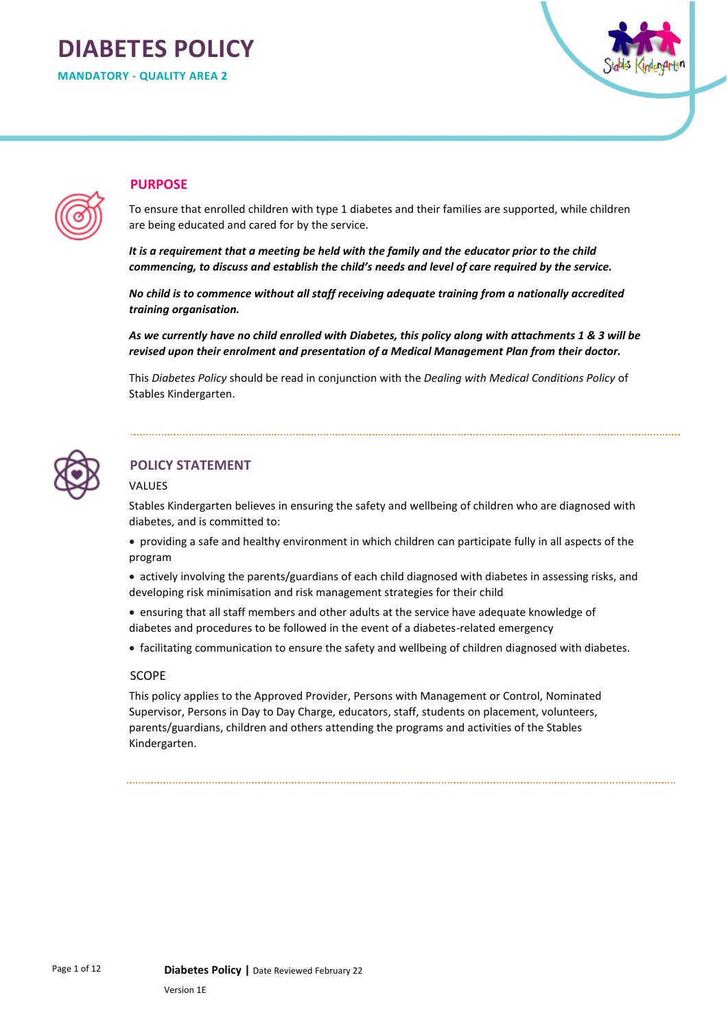# DIABETES POLICY

**MANDATORY - QUALITY AREA 2**

## PURPOSE

To ensure that enrolled children with type 1 diabetes and their families are supported, while children are being educated and cared for by the service.

***It is a requirement that a meeting be held with the family and the educator prior to the child commencing, to discuss and establish the child's needs and level of care required by the service.***

***No child is to commence without all staff receiving adequate training from a nationally accredited training organisation.***

***As we currently have no child enrolled with Diabetes, this policy along with attachments 1 & 3 will be revised upon their enrolment and presentation of a Medical Management Plan from their doctor.***

This *Diabetes Policy* should be read in conjunction with the *Dealing with Medical Conditions Policy* of Stables Kindergarten.

## POLICY STATEMENT

### VALUES

Stables Kindergarten believes in ensuring the safety and wellbeing of children who are diagnosed with diabetes, and is committed to:

- providing a safe and healthy environment in which children can participate fully in all aspects of the program
- actively involving the parents/guardians of each child diagnosed with diabetes in assessing risks, and developing risk minimisation and risk management strategies for their child
- ensuring that all staff members and other adults at the service have adequate knowledge of diabetes and procedures to be followed in the event of a diabetes-related emergency
- facilitating communication to ensure the safety and wellbeing of children diagnosed with diabetes.

### SCOPE

This policy applies to the Approved Provider, Persons with Management or Control, Nominated Supervisor, Persons in Day to Day Charge, educators, staff, students on placement, volunteers, parents/guardians, children and others attending the programs and activities of the Stables Kindergarten.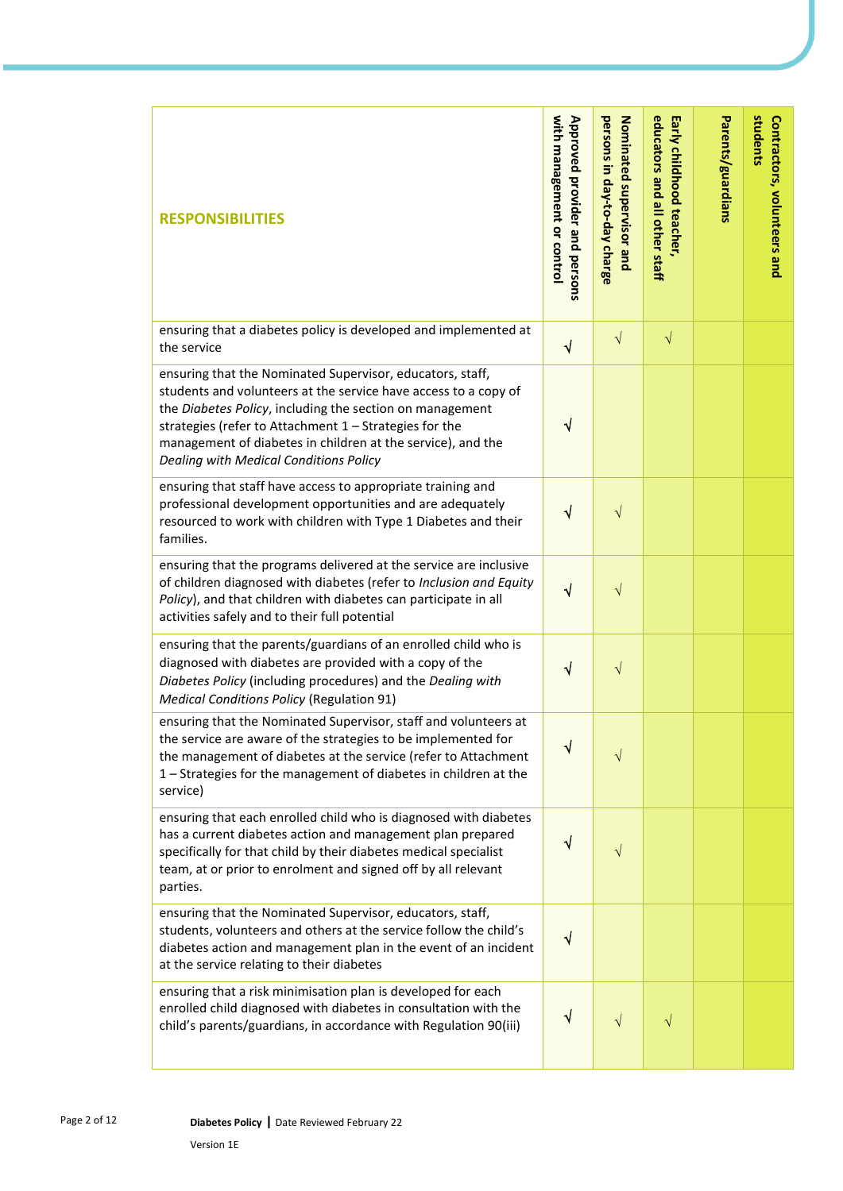| RESPONSIBILITIES | Approved provider and persons with management or control | Nominated supervisor and persons in day-to-day charge | Early childhood teacher, educators and all other staff | Parents/guardians | Contractors, volunteers and students |
|---|---|---|---|---|---|
| ensuring that a diabetes policy is developed and implemented at the service | √ | √ | √ | | |
| ensuring that the Nominated Supervisor, educators, staff, students and volunteers at the service have access to a copy of the *Diabetes Policy*, including the section on management strategies (refer to Attachment 1 – Strategies for the management of diabetes in children at the service), and the *Dealing with Medical Conditions Policy* | √ | | | | |
| ensuring that staff have access to appropriate training and professional development opportunities and are adequately resourced to work with children with Type 1 Diabetes and their families. | √ | √ | | | |
| ensuring that the programs delivered at the service are inclusive of children diagnosed with diabetes (refer to *Inclusion and Equity Policy*), and that children with diabetes can participate in all activities safely and to their full potential | √ | √ | | | |
| ensuring that the parents/guardians of an enrolled child who is diagnosed with diabetes are provided with a copy of the *Diabetes Policy* (including procedures) and the *Dealing with Medical Conditions Policy* (Regulation 91) | √ | √ | | | |
| ensuring that the Nominated Supervisor, staff and volunteers at the service are aware of the strategies to be implemented for the management of diabetes at the service (refer to Attachment 1 – Strategies for the management of diabetes in children at the service) | √ | √ | | | |
| ensuring that each enrolled child who is diagnosed with diabetes has a current diabetes action and management plan prepared specifically for that child by their diabetes medical specialist team, at or prior to enrolment and signed off by all relevant parties. | √ | √ | | | |
| ensuring that the Nominated Supervisor, educators, staff, students, volunteers and others at the service follow the child's diabetes action and management plan in the event of an incident at the service relating to their diabetes | √ | | | | |
| ensuring that a risk minimisation plan is developed for each enrolled child diagnosed with diabetes in consultation with the child's parents/guardians, in accordance with Regulation 90(iii) | √ | √ | √ | | |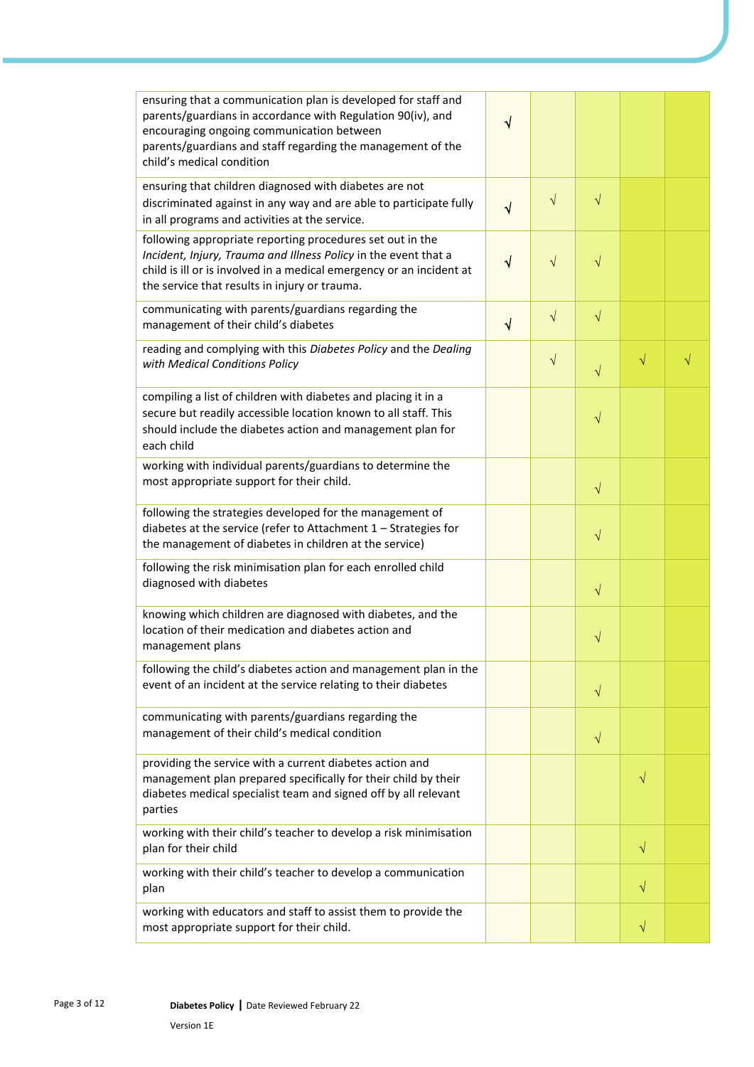| | | | | | |
|---|---|---|---|---|---|
| ensuring that a communication plan is developed for staff and parents/guardians in accordance with Regulation 90(iv), and encouraging ongoing communication between parents/guardians and staff regarding the management of the child's medical condition | √ | | | | |
| ensuring that children diagnosed with diabetes are not discriminated against in any way and are able to participate fully in all programs and activities at the service. | √ | √ | √ | | |
| following appropriate reporting procedures set out in the *Incident, Injury, Trauma and Illness Policy* in the event that a child is ill or is involved in a medical emergency or an incident at the service that results in injury or trauma. | √ | √ | √ | | |
| communicating with parents/guardians regarding the management of their child's diabetes | √ | √ | √ | | |
| reading and complying with this *Diabetes Policy* and the *Dealing with Medical Conditions Policy* | | √ | √ | √ | √ |
| compiling a list of children with diabetes and placing it in a secure but readily accessible location known to all staff. This should include the diabetes action and management plan for each child | | | √ | | |
| working with individual parents/guardians to determine the most appropriate support for their child. | | | √ | | |
| following the strategies developed for the management of diabetes at the service (refer to Attachment 1 – Strategies for the management of diabetes in children at the service) | | | √ | | |
| following the risk minimisation plan for each enrolled child diagnosed with diabetes | | | √ | | |
| knowing which children are diagnosed with diabetes, and the location of their medication and diabetes action and management plans | | | √ | | |
| following the child's diabetes action and management plan in the event of an incident at the service relating to their diabetes | | | √ | | |
| communicating with parents/guardians regarding the management of their child's medical condition | | | √ | | |
| providing the service with a current diabetes action and management plan prepared specifically for their child by their diabetes medical specialist team and signed off by all relevant parties | | | | √ | |
| working with their child's teacher to develop a risk minimisation plan for their child | | | | √ | |
| working with their child's teacher to develop a communication plan | | | | √ | |
| working with educators and staff to assist them to provide the most appropriate support for their child. | | | | √ | |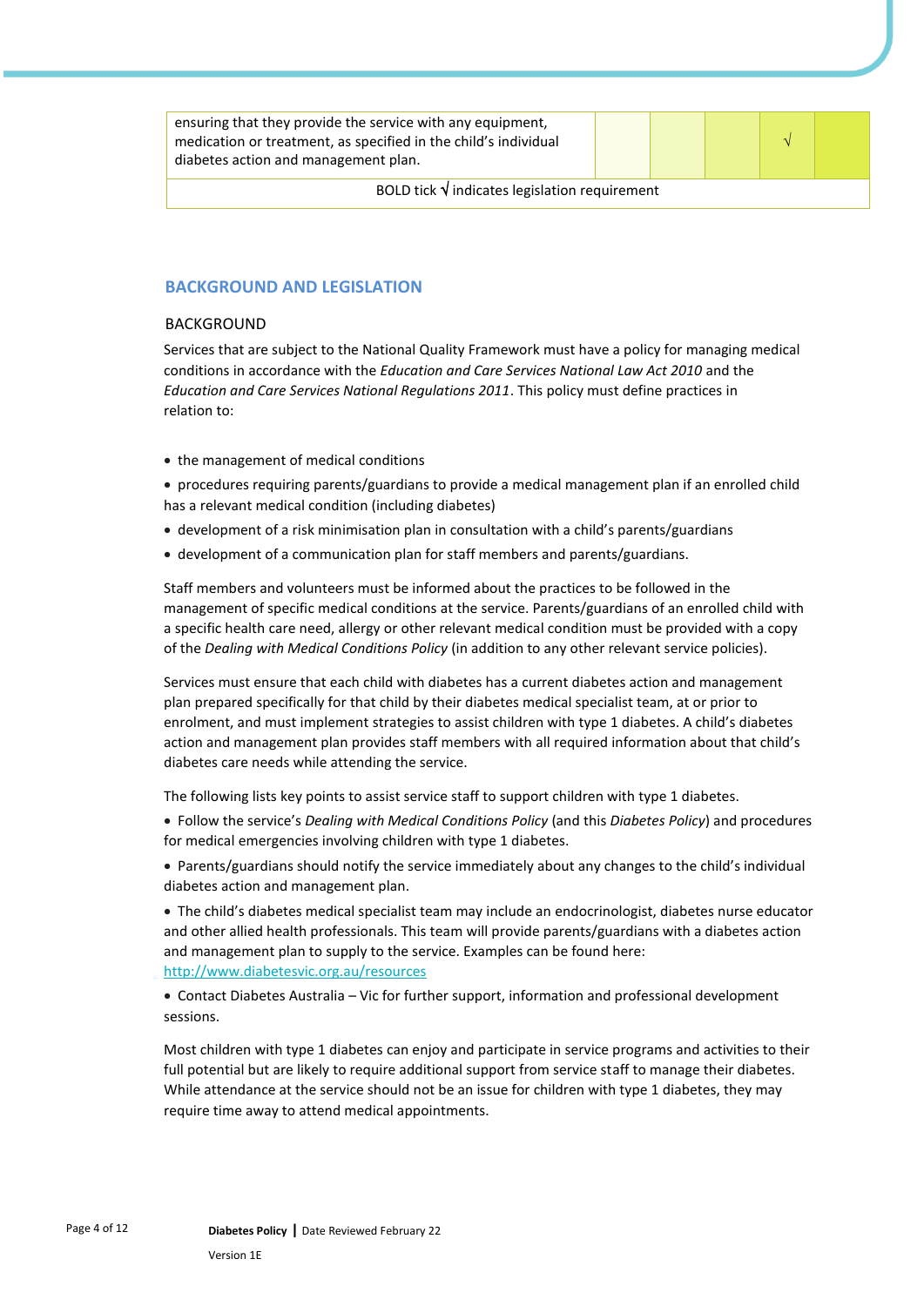| ensuring that they provide the service with any equipment, medication or treatment, as specified in the child's individual diabetes action and management plan. | | | | √ | |
|---|---|---|---|---|---|
| BOLD tick √ indicates legislation requirement | | | | | |

## BACKGROUND AND LEGISLATION

### BACKGROUND

Services that are subject to the National Quality Framework must have a policy for managing medical conditions in accordance with the *Education and Care Services National Law Act 2010* and the *Education and Care Services National Regulations 2011*. This policy must define practices in relation to:

- the management of medical conditions
- procedures requiring parents/guardians to provide a medical management plan if an enrolled child has a relevant medical condition (including diabetes)
- development of a risk minimisation plan in consultation with a child's parents/guardians
- development of a communication plan for staff members and parents/guardians.

Staff members and volunteers must be informed about the practices to be followed in the management of specific medical conditions at the service. Parents/guardians of an enrolled child with a specific health care need, allergy or other relevant medical condition must be provided with a copy of the *Dealing with Medical Conditions Policy* (in addition to any other relevant service policies).

Services must ensure that each child with diabetes has a current diabetes action and management plan prepared specifically for that child by their diabetes medical specialist team, at or prior to enrolment, and must implement strategies to assist children with type 1 diabetes. A child's diabetes action and management plan provides staff members with all required information about that child's diabetes care needs while attending the service.

The following lists key points to assist service staff to support children with type 1 diabetes.

- Follow the service's *Dealing with Medical Conditions Policy* (and this *Diabetes Policy*) and procedures for medical emergencies involving children with type 1 diabetes.
- Parents/guardians should notify the service immediately about any changes to the child's individual diabetes action and management plan.
- The child's diabetes medical specialist team may include an endocrinologist, diabetes nurse educator and other allied health professionals. This team will provide parents/guardians with a diabetes action and management plan to supply to the service. Examples can be found here: http://www.diabetesvic.org.au/resources
- Contact Diabetes Australia – Vic for further support, information and professional development sessions.

Most children with type 1 diabetes can enjoy and participate in service programs and activities to their full potential but are likely to require additional support from service staff to manage their diabetes. While attendance at the service should not be an issue for children with type 1 diabetes, they may require time away to attend medical appointments.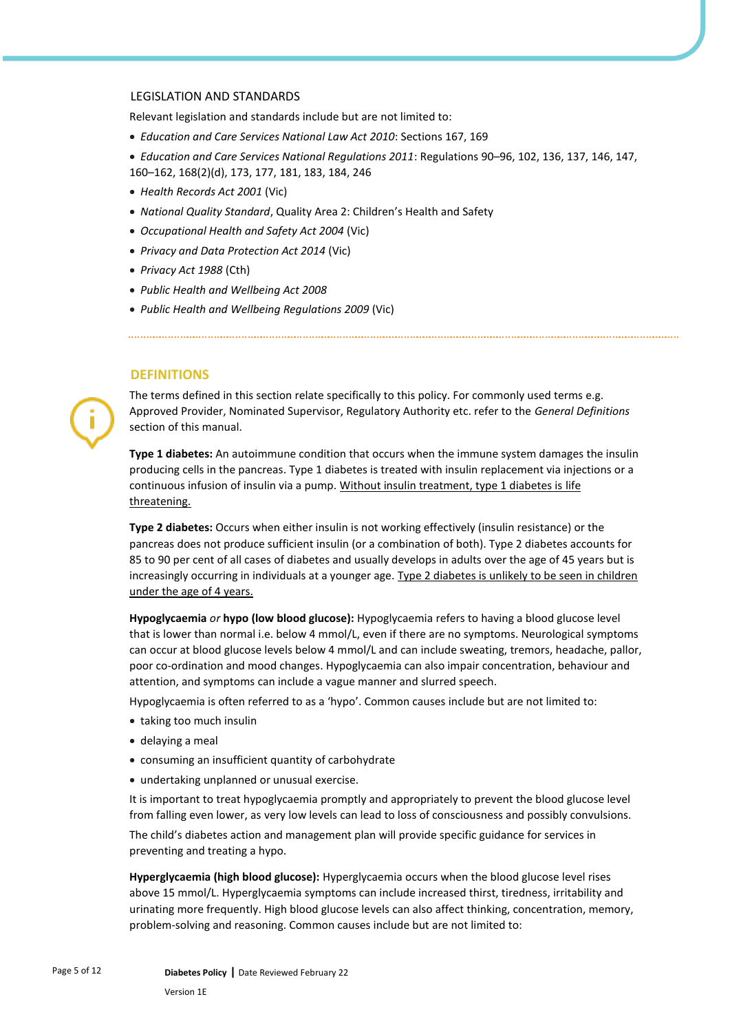LEGISLATION AND STANDARDS

Relevant legislation and standards include but are not limited to:

- *Education and Care Services National Law Act 2010*: Sections 167, 169
- *Education and Care Services National Regulations 2011*: Regulations 90–96, 102, 136, 137, 146, 147, 160–162, 168(2)(d), 173, 177, 181, 183, 184, 246
- *Health Records Act 2001* (Vic)
- *National Quality Standard*, Quality Area 2: Children's Health and Safety
- *Occupational Health and Safety Act 2004* (Vic)
- *Privacy and Data Protection Act 2014* (Vic)
- *Privacy Act 1988* (Cth)
- *Public Health and Wellbeing Act 2008*
- *Public Health and Wellbeing Regulations 2009* (Vic)

## DEFINITIONS

The terms defined in this section relate specifically to this policy. For commonly used terms e.g. Approved Provider, Nominated Supervisor, Regulatory Authority etc. refer to the *General Definitions* section of this manual.

**Type 1 diabetes:** An autoimmune condition that occurs when the immune system damages the insulin producing cells in the pancreas. Type 1 diabetes is treated with insulin replacement via injections or a continuous infusion of insulin via a pump. Without insulin treatment, type 1 diabetes is life threatening.

**Type 2 diabetes:** Occurs when either insulin is not working effectively (insulin resistance) or the pancreas does not produce sufficient insulin (or a combination of both). Type 2 diabetes accounts for 85 to 90 per cent of all cases of diabetes and usually develops in adults over the age of 45 years but is increasingly occurring in individuals at a younger age. Type 2 diabetes is unlikely to be seen in children under the age of 4 years.

**Hypoglycaemia** *or* **hypo (low blood glucose):** Hypoglycaemia refers to having a blood glucose level that is lower than normal i.e. below 4 mmol/L, even if there are no symptoms. Neurological symptoms can occur at blood glucose levels below 4 mmol/L and can include sweating, tremors, headache, pallor, poor co-ordination and mood changes. Hypoglycaemia can also impair concentration, behaviour and attention, and symptoms can include a vague manner and slurred speech.

Hypoglycaemia is often referred to as a 'hypo'. Common causes include but are not limited to:

- taking too much insulin
- delaying a meal
- consuming an insufficient quantity of carbohydrate
- undertaking unplanned or unusual exercise.

It is important to treat hypoglycaemia promptly and appropriately to prevent the blood glucose level from falling even lower, as very low levels can lead to loss of consciousness and possibly convulsions.

The child's diabetes action and management plan will provide specific guidance for services in preventing and treating a hypo.

**Hyperglycaemia (high blood glucose):** Hyperglycaemia occurs when the blood glucose level rises above 15 mmol/L. Hyperglycaemia symptoms can include increased thirst, tiredness, irritability and urinating more frequently. High blood glucose levels can also affect thinking, concentration, memory, problem-solving and reasoning. Common causes include but are not limited to: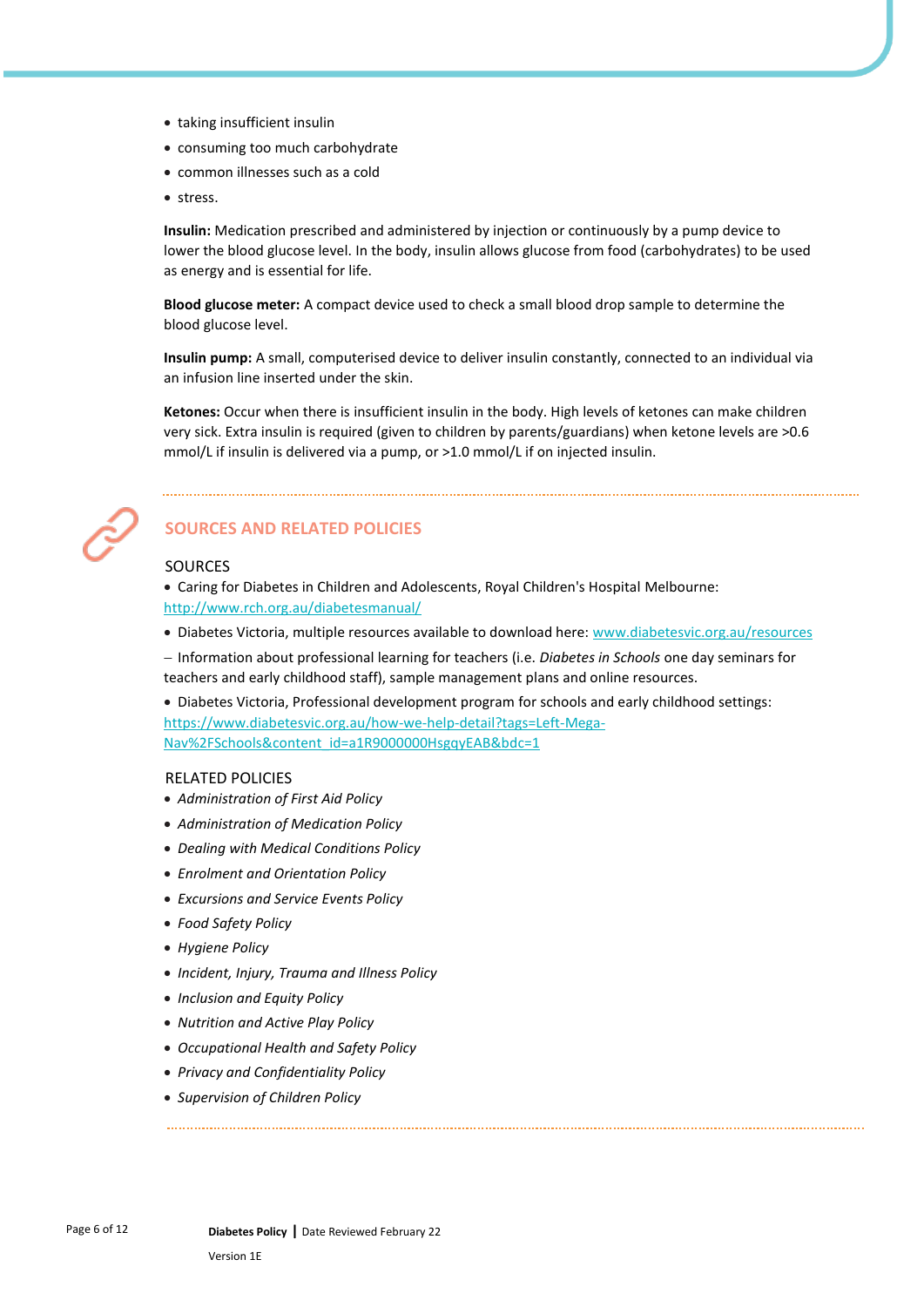- taking insufficient insulin
- consuming too much carbohydrate
- common illnesses such as a cold
- stress.

**Insulin:** Medication prescribed and administered by injection or continuously by a pump device to lower the blood glucose level. In the body, insulin allows glucose from food (carbohydrates) to be used as energy and is essential for life.

**Blood glucose meter:** A compact device used to check a small blood drop sample to determine the blood glucose level.

**Insulin pump:** A small, computerised device to deliver insulin constantly, connected to an individual via an infusion line inserted under the skin.

**Ketones:** Occur when there is insufficient insulin in the body. High levels of ketones can make children very sick. Extra insulin is required (given to children by parents/guardians) when ketone levels are >0.6 mmol/L if insulin is delivered via a pump, or >1.0 mmol/L if on injected insulin.

## SOURCES AND RELATED POLICIES

### SOURCES

- Caring for Diabetes in Children and Adolescents, Royal Children's Hospital Melbourne: http://www.rch.org.au/diabetesmanual/
- Diabetes Victoria, multiple resources available to download here: www.diabetesvic.org.au/resources

– Information about professional learning for teachers (i.e. *Diabetes in Schools* one day seminars for teachers and early childhood staff), sample management plans and online resources.

- Diabetes Victoria, Professional development program for schools and early childhood settings: https://www.diabetesvic.org.au/how-we-help-detail?tags=Left-Mega-Nav%2FSchools&content_id=a1R9000000HsgqyEAB&bdc=1

### RELATED POLICIES

- *Administration of First Aid Policy*
- *Administration of Medication Policy*
- *Dealing with Medical Conditions Policy*
- *Enrolment and Orientation Policy*
- *Excursions and Service Events Policy*
- *Food Safety Policy*
- *Hygiene Policy*
- *Incident, Injury, Trauma and Illness Policy*
- *Inclusion and Equity Policy*
- *Nutrition and Active Play Policy*
- *Occupational Health and Safety Policy*
- *Privacy and Confidentiality Policy*
- *Supervision of Children Policy*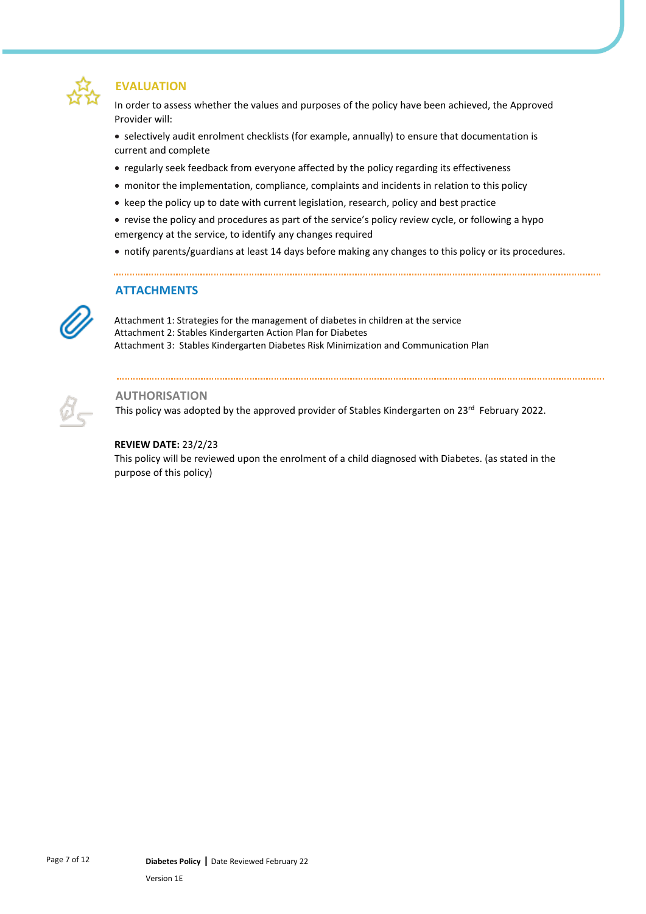## EVALUATION

In order to assess whether the values and purposes of the policy have been achieved, the Approved Provider will:

- selectively audit enrolment checklists (for example, annually) to ensure that documentation is current and complete
- regularly seek feedback from everyone affected by the policy regarding its effectiveness
- monitor the implementation, compliance, complaints and incidents in relation to this policy
- keep the policy up to date with current legislation, research, policy and best practice
- revise the policy and procedures as part of the service's policy review cycle, or following a hypo emergency at the service, to identify any changes required
- notify parents/guardians at least 14 days before making any changes to this policy or its procedures.

## ATTACHMENTS

Attachment 1: Strategies for the management of diabetes in children at the service
Attachment 2: Stables Kindergarten Action Plan for Diabetes
Attachment 3: Stables Kindergarten Diabetes Risk Minimization and Communication Plan

## AUTHORISATION

This policy was adopted by the approved provider of Stables Kindergarten on 23rd February 2022.

**REVIEW DATE:** 23/2/23
This policy will be reviewed upon the enrolment of a child diagnosed with Diabetes. (as stated in the purpose of this policy)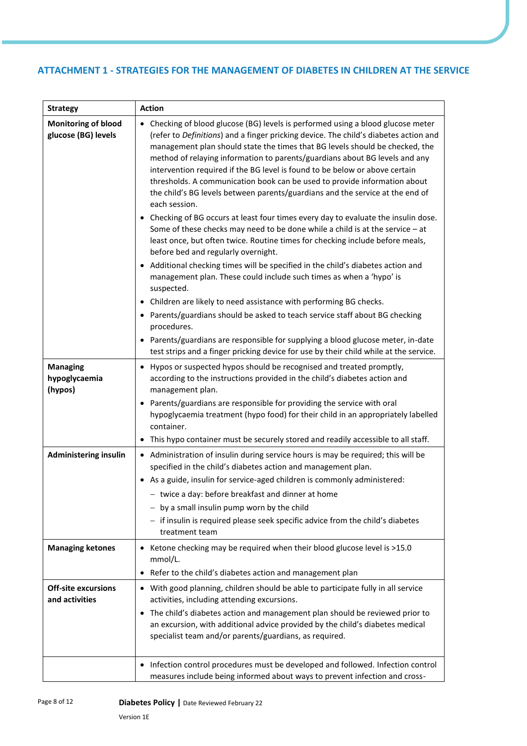## ATTACHMENT 1 - STRATEGIES FOR THE MANAGEMENT OF DIABETES IN CHILDREN AT THE SERVICE

| Strategy | Action |
|---|---|
| **Monitoring of blood glucose (BG) levels** | • Checking of blood glucose (BG) levels is performed using a blood glucose meter (refer to *Definitions*) and a finger pricking device. The child's diabetes action and management plan should state the times that BG levels should be checked, the method of relaying information to parents/guardians about BG levels and any intervention required if the BG level is found to be below or above certain thresholds. A communication book can be used to provide information about the child's BG levels between parents/guardians and the service at the end of each session.<br>• Checking of BG occurs at least four times every day to evaluate the insulin dose. Some of these checks may need to be done while a child is at the service – at least once, but often twice. Routine times for checking include before meals, before bed and regularly overnight.<br>• Additional checking times will be specified in the child's diabetes action and management plan. These could include such times as when a 'hypo' is suspected.<br>• Children are likely to need assistance with performing BG checks.<br>• Parents/guardians should be asked to teach service staff about BG checking procedures.<br>• Parents/guardians are responsible for supplying a blood glucose meter, in-date test strips and a finger pricking device for use by their child while at the service. |
| **Managing hypoglycaemia (hypos)** | • Hypos or suspected hypos should be recognised and treated promptly, according to the instructions provided in the child's diabetes action and management plan.<br>• Parents/guardians are responsible for providing the service with oral hypoglycaemia treatment (hypo food) for their child in an appropriately labelled container.<br>• This hypo container must be securely stored and readily accessible to all staff. |
| **Administering insulin** | • Administration of insulin during service hours is may be required; this will be specified in the child's diabetes action and management plan.<br>• As a guide, insulin for service-aged children is commonly administered:<br>– twice a day: before breakfast and dinner at home<br>– by a small insulin pump worn by the child<br>– if insulin is required please seek specific advice from the child's diabetes treatment team |
| **Managing ketones** | • Ketone checking may be required when their blood glucose level is >15.0 mmol/L.<br>• Refer to the child's diabetes action and management plan |
| **Off-site excursions and activities** | • With good planning, children should be able to participate fully in all service activities, including attending excursions.<br>• The child's diabetes action and management plan should be reviewed prior to an excursion, with additional advice provided by the child's diabetes medical specialist team and/or parents/guardians, as required. |
| | • Infection control procedures must be developed and followed. Infection control measures include being informed about ways to prevent infection and cross- |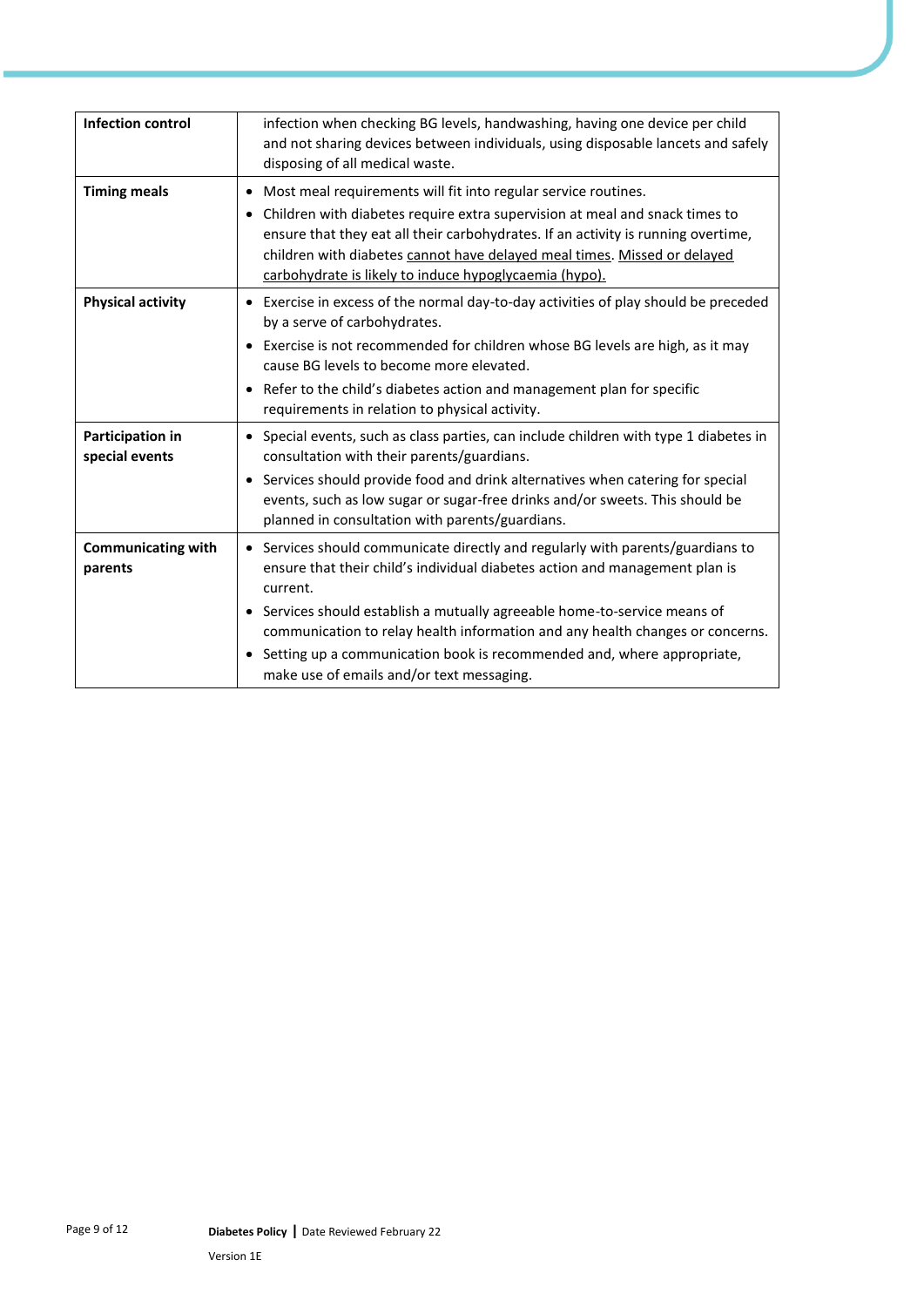| | |
|---|---|
| **Infection control** | infection when checking BG levels, handwashing, having one device per child and not sharing devices between individuals, using disposable lancets and safely disposing of all medical waste. |
| **Timing meals** | • Most meal requirements will fit into regular service routines.<br>• Children with diabetes require extra supervision at meal and snack times to ensure that they eat all their carbohydrates. If an activity is running overtime, children with diabetes cannot have delayed meal times. Missed or delayed carbohydrate is likely to induce hypoglycaemia (hypo). |
| **Physical activity** | • Exercise in excess of the normal day-to-day activities of play should be preceded by a serve of carbohydrates.<br>• Exercise is not recommended for children whose BG levels are high, as it may cause BG levels to become more elevated.<br>• Refer to the child's diabetes action and management plan for specific requirements in relation to physical activity. |
| **Participation in special events** | • Special events, such as class parties, can include children with type 1 diabetes in consultation with their parents/guardians.<br>• Services should provide food and drink alternatives when catering for special events, such as low sugar or sugar-free drinks and/or sweets. This should be planned in consultation with parents/guardians. |
| **Communicating with parents** | • Services should communicate directly and regularly with parents/guardians to ensure that their child's individual diabetes action and management plan is current.<br>• Services should establish a mutually agreeable home-to-service means of communication to relay health information and any health changes or concerns.<br>• Setting up a communication book is recommended and, where appropriate, make use of emails and/or text messaging. |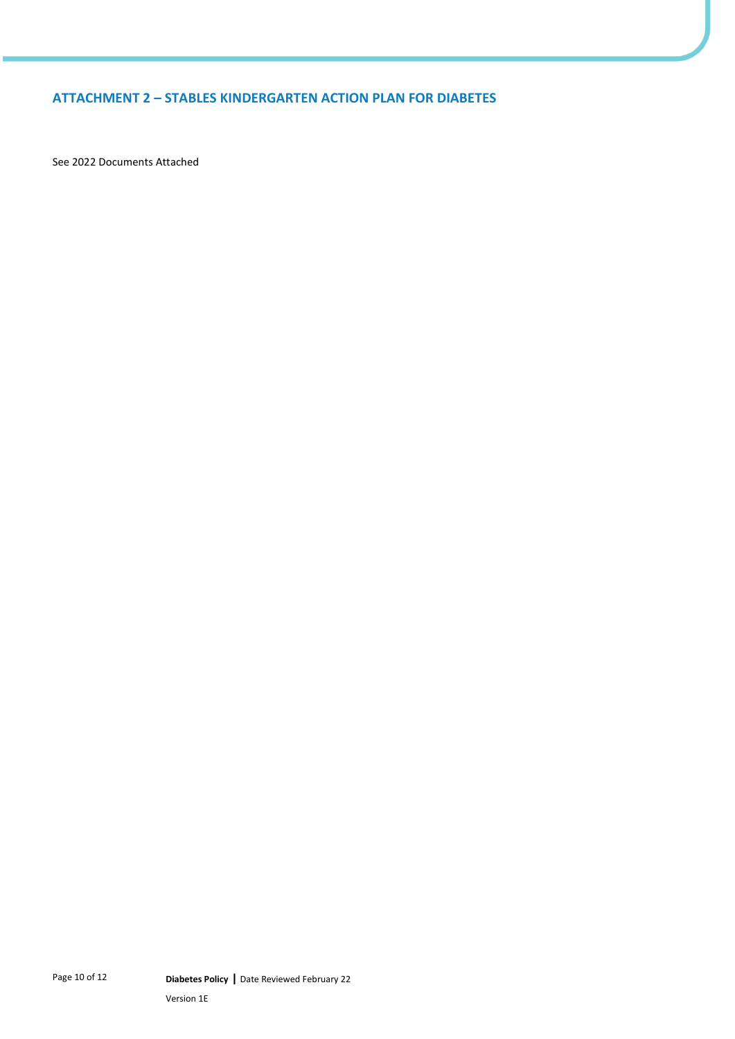## ATTACHMENT 2 – STABLES KINDERGARTEN ACTION PLAN FOR DIABETES

See 2022 Documents Attached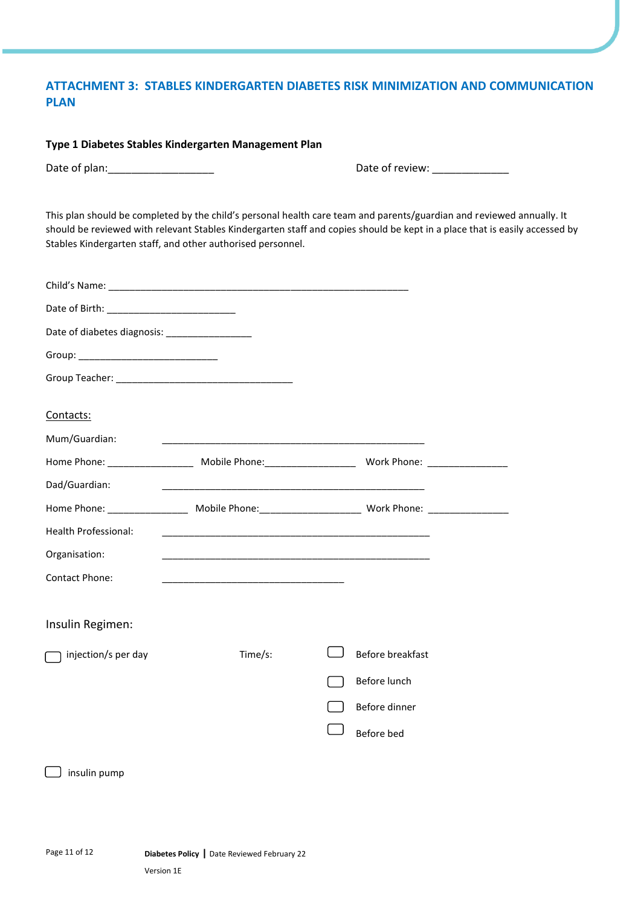## ATTACHMENT 3: STABLES KINDERGARTEN DIABETES RISK MINIMIZATION AND COMMUNICATION PLAN

**Type 1 Diabetes Stables Kindergarten Management Plan**

Date of plan:__________________ Date of review: _____________

This plan should be completed by the child's personal health care team and parents/guardian and reviewed annually. It should be reviewed with relevant Stables Kindergarten staff and copies should be kept in a place that is easily accessed by Stables Kindergarten staff, and other authorised personnel.

Child's Name: ___________________________________________________________

Date of Birth: ________________________

Date of diabetes diagnosis: ________________

Group: ___________________________

Group Teacher: _________________________________

<u>Contacts:</u>

Mum/Guardian: __________________________________________________

Home Phone: ________________ Mobile Phone:_________________ Work Phone: _______________

Dad/Guardian: __________________________________________________

Home Phone: _______________ Mobile Phone:___________________ Work Phone: _______________

Health Professional: __________________________________________________

Organisation: __________________________________________________

Contact Phone: __________________________________

Insulin Regimen:

☐ injection/s per day Time/s:
- ☐ Before breakfast
- ☐ Before lunch
- ☐ Before dinner
- ☐ Before bed

☐ insulin pump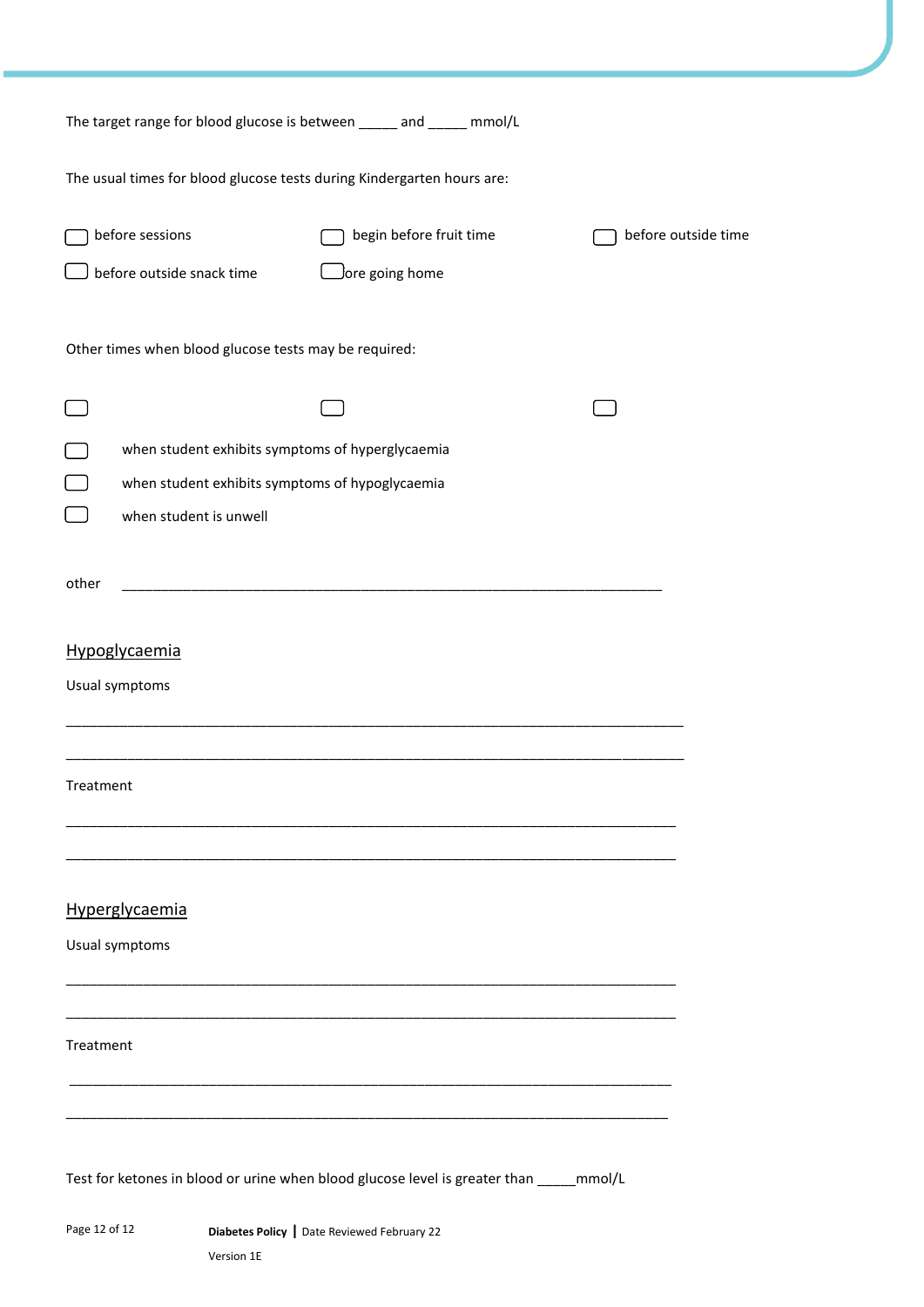The target range for blood glucose is between _____ and _____ mmol/L

The usual times for blood glucose tests during Kindergarten hours are:

- ☐ before sessions
- ☐ begin before fruit time
- ☐ before outside time
- ☐ before outside snack time
- ☐ ore going home

Other times when blood glucose tests may be required:

- ☐
- ☐
- ☐
- ☐ when student exhibits symptoms of hyperglycaemia
- ☐ when student exhibits symptoms of hypoglycaemia
- ☐ when student is unwell

other ______________________________________________________________________

## Hypoglycaemia

Usual symptoms

___________________________________________________________________________

___________________________________________________________________________

Treatment

___________________________________________________________________________

___________________________________________________________________________

## Hyperglycaemia

Usual symptoms

___________________________________________________________________________

___________________________________________________________________________

Treatment

___________________________________________________________________________

___________________________________________________________________________

Test for ketones in blood or urine when blood glucose level is greater than _____mmol/L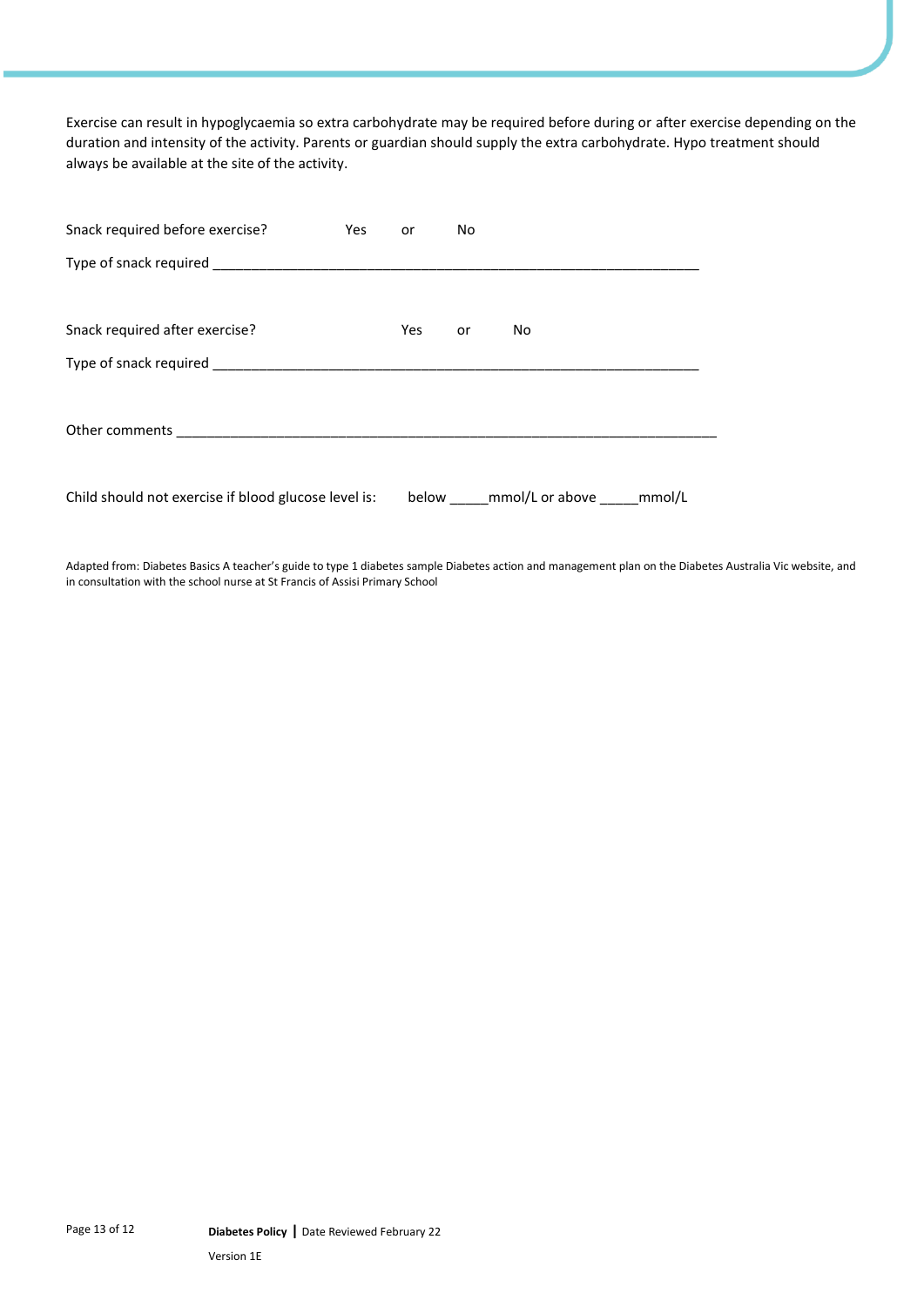Exercise can result in hypoglycaemia so extra carbohydrate may be required before during or after exercise depending on the duration and intensity of the activity. Parents or guardian should supply the extra carbohydrate. Hypo treatment should always be available at the site of the activity.

Snack required before exercise? Yes or No

Type of snack required ___________________________________________________________

Snack required after exercise? Yes or No

Type of snack required ___________________________________________________________

Other comments ________________________________________________________________

Child should not exercise if blood glucose level is: below _____mmol/L or above _____mmol/L

Adapted from: Diabetes Basics A teacher's guide to type 1 diabetes sample Diabetes action and management plan on the Diabetes Australia Vic website, and in consultation with the school nurse at St Francis of Assisi Primary School